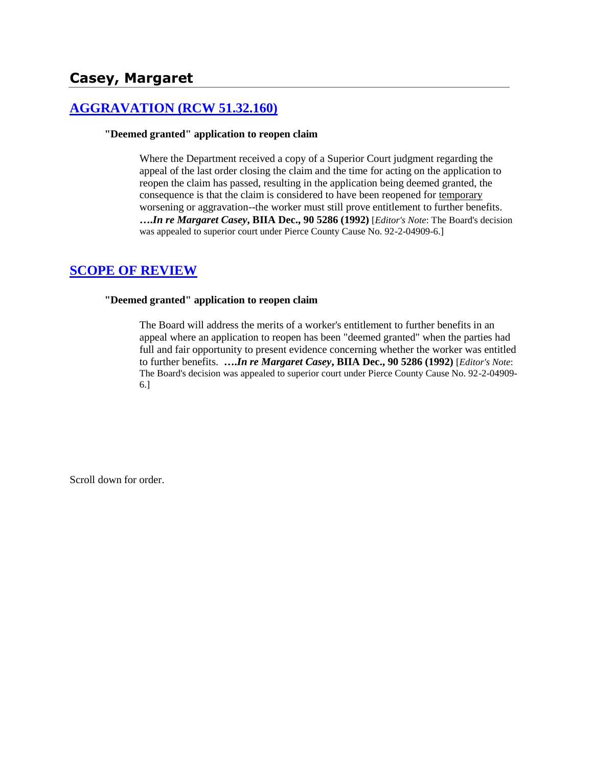## Casey, Margaret

### AGGRAVATION (RCW 51.32.160)

**"Deemed granted" application to reopen claim**

Where the Department received a copy of a Superior Court judgment regarding the appeal of the last order closing the claim and the time for acting on the application to reopen the claim has passed, resulting in the application being deemed granted, the consequence is that the claim is considered to have been reopened for temporary worsening or aggravation--the worker must still prove entitlement to further benefits. ***….In re Margaret Casey*, BIIA Dec., 90 5286 (1992)** [*Editor's Note*: The Board's decision was appealed to superior court under Pierce County Cause No. 92-2-04909-6.]

### SCOPE OF REVIEW

**"Deemed granted" application to reopen claim**

The Board will address the merits of a worker's entitlement to further benefits in an appeal where an application to reopen has been "deemed granted" when the parties had full and fair opportunity to present evidence concerning whether the worker was entitled to further benefits. ***….In re Margaret Casey*, BIIA Dec., 90 5286 (1992)** [*Editor's Note*: The Board's decision was appealed to superior court under Pierce County Cause No. 92-2-04909-6.]

Scroll down for order.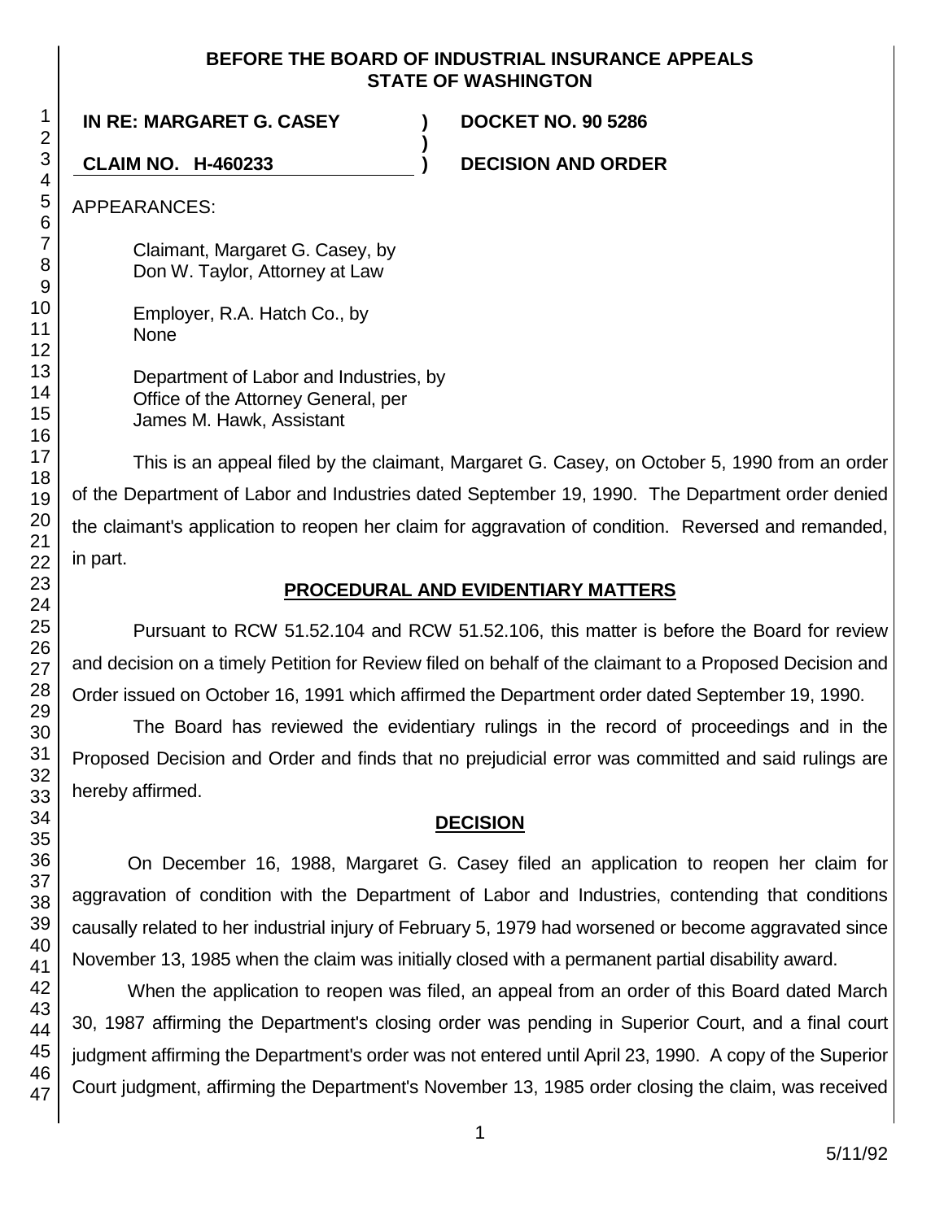**BEFORE THE BOARD OF INDUSTRIAL INSURANCE APPEALS**
**STATE OF WASHINGTON**

| | | |
|---|---|---|
| **IN RE: MARGARET G. CASEY** | **)** | **DOCKET NO. 90 5286** |
| | **)** | |
| **CLAIM NO. H-460233** | **)** | **DECISION AND ORDER** |

APPEARANCES:

Claimant, Margaret G. Casey, by
Don W. Taylor, Attorney at Law

Employer, R.A. Hatch Co., by
None

Department of Labor and Industries, by
Office of the Attorney General, per
James M. Hawk, Assistant

This is an appeal filed by the claimant, Margaret G. Casey, on October 5, 1990 from an order of the Department of Labor and Industries dated September 19, 1990. The Department order denied the claimant's application to reopen her claim for aggravation of condition. Reversed and remanded, in part.

## **PROCEDURAL AND EVIDENTIARY MATTERS**

Pursuant to RCW 51.52.104 and RCW 51.52.106, this matter is before the Board for review and decision on a timely Petition for Review filed on behalf of the claimant to a Proposed Decision and Order issued on October 16, 1991 which affirmed the Department order dated September 19, 1990.

The Board has reviewed the evidentiary rulings in the record of proceedings and in the Proposed Decision and Order and finds that no prejudicial error was committed and said rulings are hereby affirmed.

## **DECISION**

On December 16, 1988, Margaret G. Casey filed an application to reopen her claim for aggravation of condition with the Department of Labor and Industries, contending that conditions causally related to her industrial injury of February 5, 1979 had worsened or become aggravated since November 13, 1985 when the claim was initially closed with a permanent partial disability award.

When the application to reopen was filed, an appeal from an order of this Board dated March 30, 1987 affirming the Department's closing order was pending in Superior Court, and a final court judgment affirming the Department's order was not entered until April 23, 1990. A copy of the Superior Court judgment, affirming the Department's November 13, 1985 order closing the claim, was received

5/11/92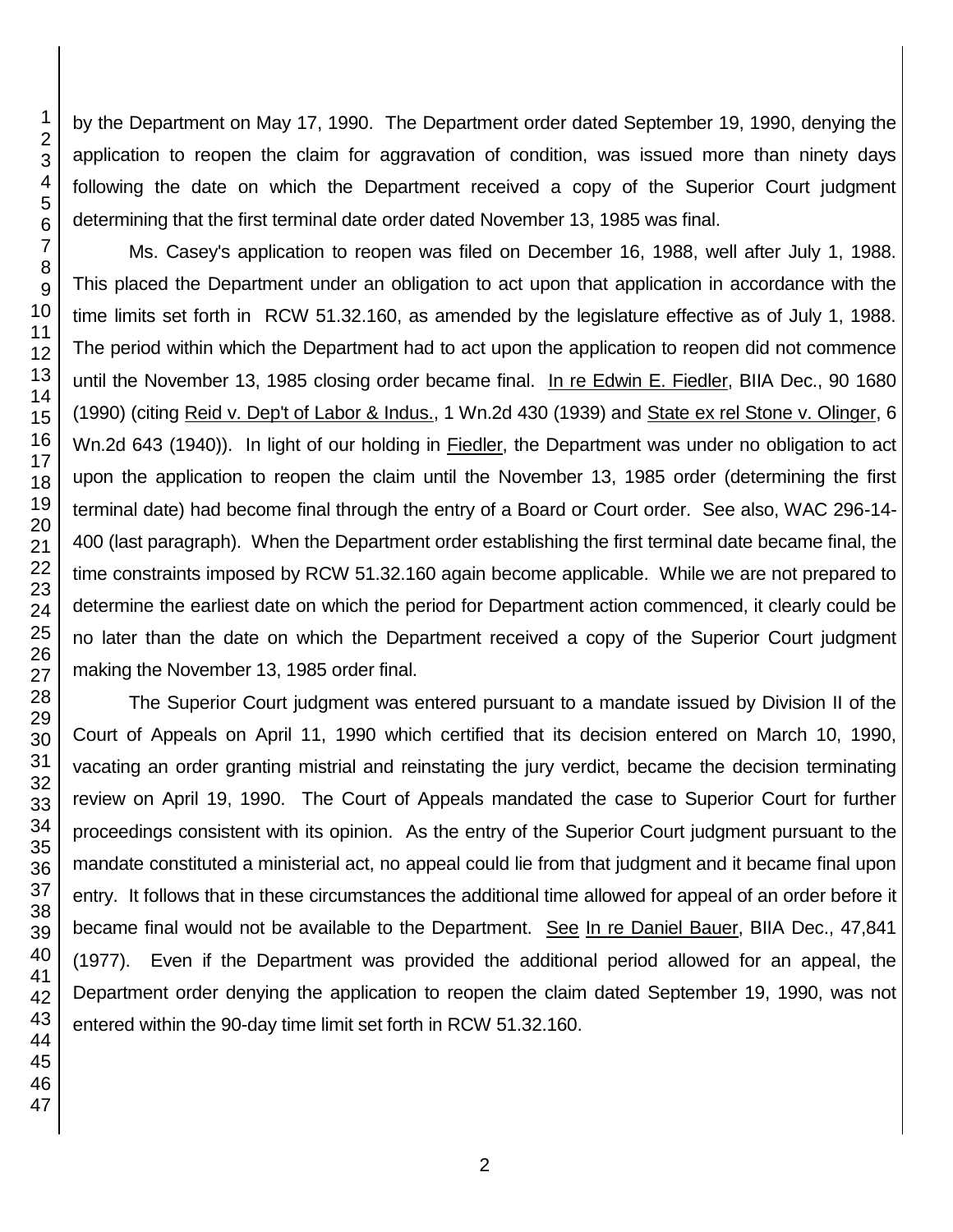by the Department on May 17, 1990. The Department order dated September 19, 1990, denying the application to reopen the claim for aggravation of condition, was issued more than ninety days following the date on which the Department received a copy of the Superior Court judgment determining that the first terminal date order dated November 13, 1985 was final.

Ms. Casey's application to reopen was filed on December 16, 1988, well after July 1, 1988. This placed the Department under an obligation to act upon that application in accordance with the time limits set forth in RCW 51.32.160, as amended by the legislature effective as of July 1, 1988. The period within which the Department had to act upon the application to reopen did not commence until the November 13, 1985 closing order became final. In re Edwin E. Fiedler, BIIA Dec., 90 1680 (1990) (citing Reid v. Dep't of Labor & Indus., 1 Wn.2d 430 (1939) and State ex rel Stone v. Olinger, 6 Wn.2d 643 (1940)). In light of our holding in Fiedler, the Department was under no obligation to act upon the application to reopen the claim until the November 13, 1985 order (determining the first terminal date) had become final through the entry of a Board or Court order. See also, WAC 296-14-400 (last paragraph). When the Department order establishing the first terminal date became final, the time constraints imposed by RCW 51.32.160 again become applicable. While we are not prepared to determine the earliest date on which the period for Department action commenced, it clearly could be no later than the date on which the Department received a copy of the Superior Court judgment making the November 13, 1985 order final.

The Superior Court judgment was entered pursuant to a mandate issued by Division II of the Court of Appeals on April 11, 1990 which certified that its decision entered on March 10, 1990, vacating an order granting mistrial and reinstating the jury verdict, became the decision terminating review on April 19, 1990. The Court of Appeals mandated the case to Superior Court for further proceedings consistent with its opinion. As the entry of the Superior Court judgment pursuant to the mandate constituted a ministerial act, no appeal could lie from that judgment and it became final upon entry. It follows that in these circumstances the additional time allowed for appeal of an order before it became final would not be available to the Department. See In re Daniel Bauer, BIIA Dec., 47,841 (1977). Even if the Department was provided the additional period allowed for an appeal, the Department order denying the application to reopen the claim dated September 19, 1990, was not entered within the 90-day time limit set forth in RCW 51.32.160.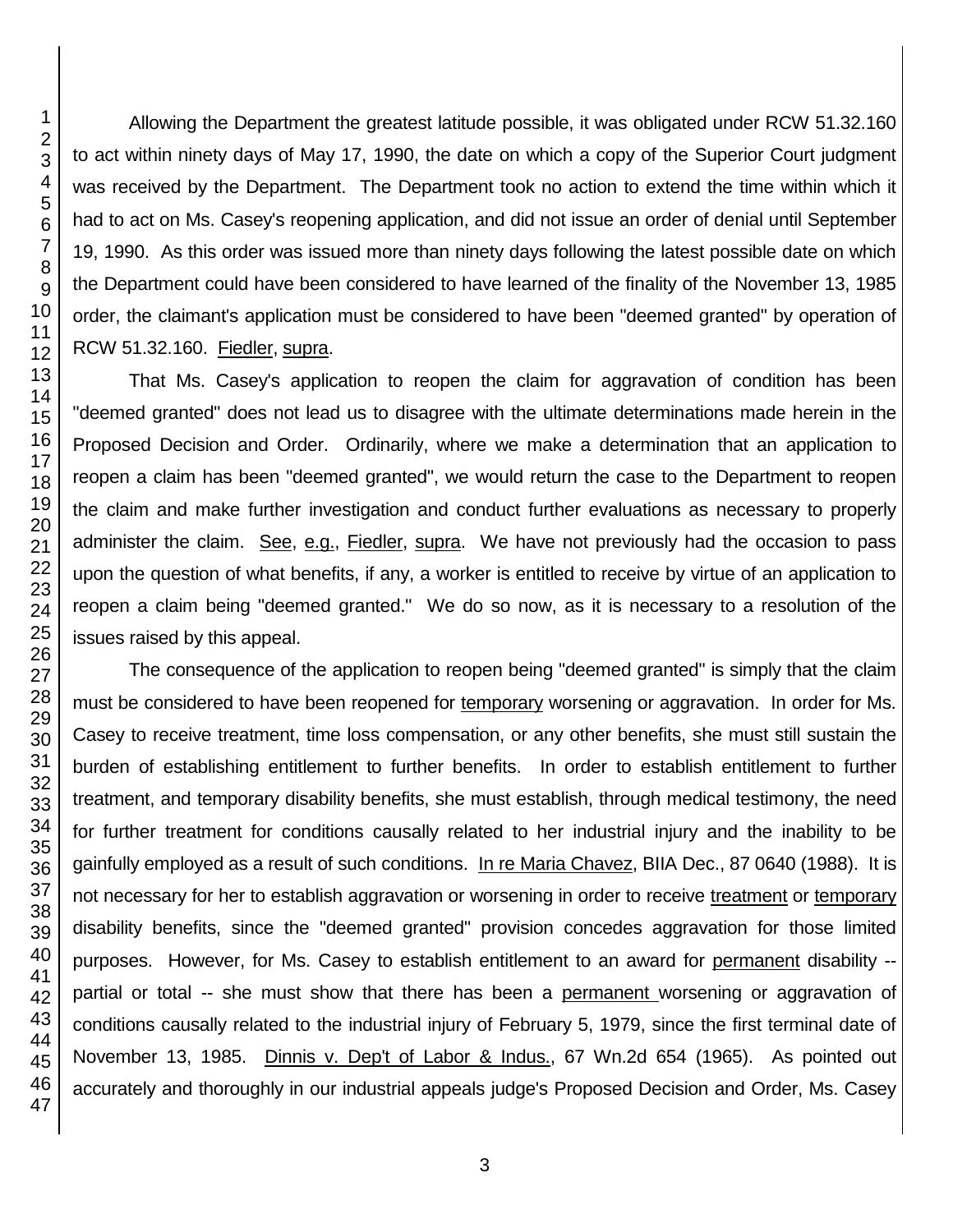Allowing the Department the greatest latitude possible, it was obligated under RCW 51.32.160 to act within ninety days of May 17, 1990, the date on which a copy of the Superior Court judgment was received by the Department. The Department took no action to extend the time within which it had to act on Ms. Casey's reopening application, and did not issue an order of denial until September 19, 1990. As this order was issued more than ninety days following the latest possible date on which the Department could have been considered to have learned of the finality of the November 13, 1985 order, the claimant's application must be considered to have been "deemed granted" by operation of RCW 51.32.160. Fiedler, supra.

That Ms. Casey's application to reopen the claim for aggravation of condition has been "deemed granted" does not lead us to disagree with the ultimate determinations made herein in the Proposed Decision and Order. Ordinarily, where we make a determination that an application to reopen a claim has been "deemed granted", we would return the case to the Department to reopen the claim and make further investigation and conduct further evaluations as necessary to properly administer the claim. See, e.g., Fiedler, supra. We have not previously had the occasion to pass upon the question of what benefits, if any, a worker is entitled to receive by virtue of an application to reopen a claim being "deemed granted." We do so now, as it is necessary to a resolution of the issues raised by this appeal.

The consequence of the application to reopen being "deemed granted" is simply that the claim must be considered to have been reopened for temporary worsening or aggravation. In order for Ms. Casey to receive treatment, time loss compensation, or any other benefits, she must still sustain the burden of establishing entitlement to further benefits. In order to establish entitlement to further treatment, and temporary disability benefits, she must establish, through medical testimony, the need for further treatment for conditions causally related to her industrial injury and the inability to be gainfully employed as a result of such conditions. In re Maria Chavez, BIIA Dec., 87 0640 (1988). It is not necessary for her to establish aggravation or worsening in order to receive treatment or temporary disability benefits, since the "deemed granted" provision concedes aggravation for those limited purposes. However, for Ms. Casey to establish entitlement to an award for permanent disability -- partial or total -- she must show that there has been a permanent worsening or aggravation of conditions causally related to the industrial injury of February 5, 1979, since the first terminal date of November 13, 1985. Dinnis v. Dep't of Labor & Indus., 67 Wn.2d 654 (1965). As pointed out accurately and thoroughly in our industrial appeals judge's Proposed Decision and Order, Ms. Casey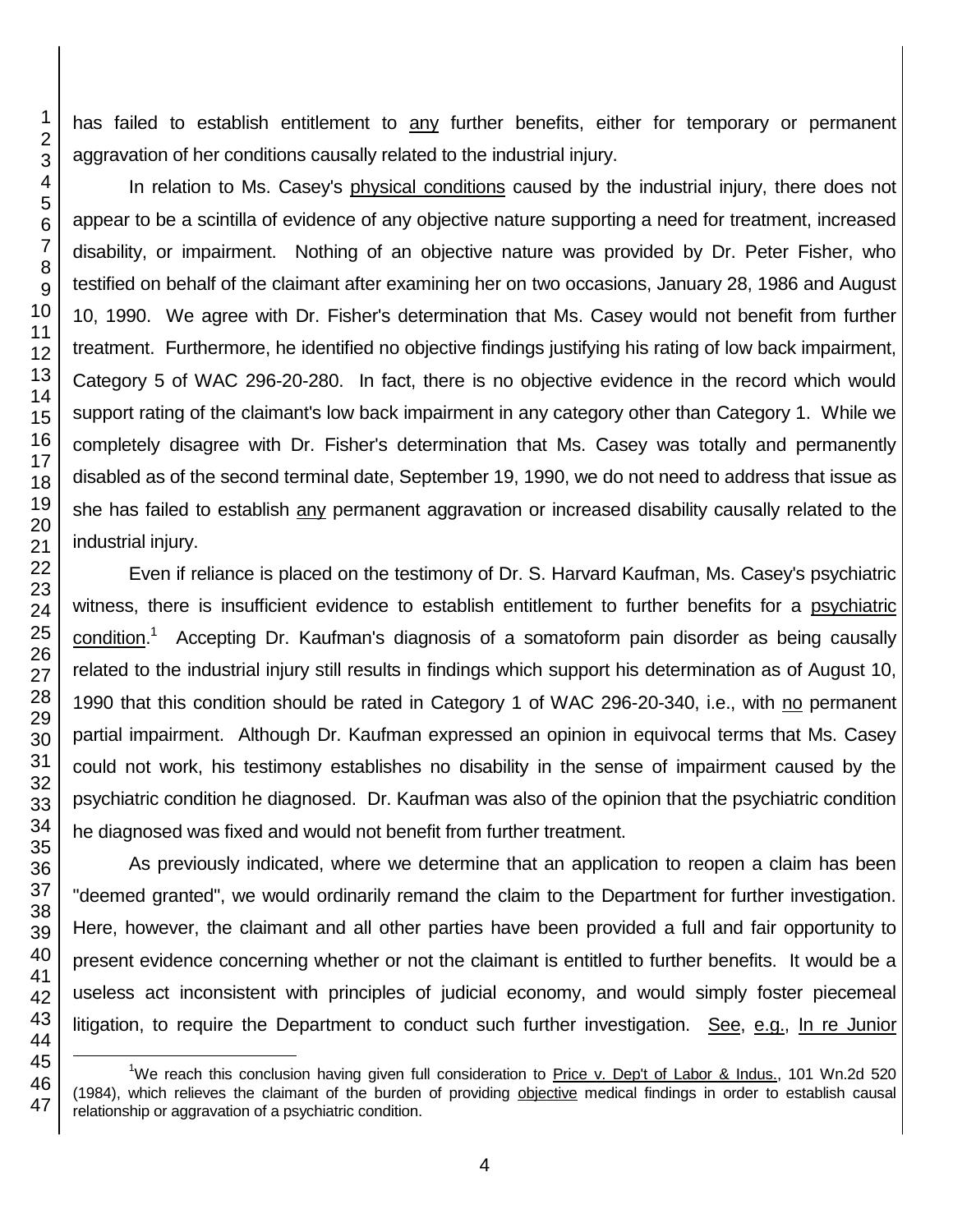has failed to establish entitlement to any further benefits, either for temporary or permanent aggravation of her conditions causally related to the industrial injury.

In relation to Ms. Casey's physical conditions caused by the industrial injury, there does not appear to be a scintilla of evidence of any objective nature supporting a need for treatment, increased disability, or impairment. Nothing of an objective nature was provided by Dr. Peter Fisher, who testified on behalf of the claimant after examining her on two occasions, January 28, 1986 and August 10, 1990. We agree with Dr. Fisher's determination that Ms. Casey would not benefit from further treatment. Furthermore, he identified no objective findings justifying his rating of low back impairment, Category 5 of WAC 296-20-280. In fact, there is no objective evidence in the record which would support rating of the claimant's low back impairment in any category other than Category 1. While we completely disagree with Dr. Fisher's determination that Ms. Casey was totally and permanently disabled as of the second terminal date, September 19, 1990, we do not need to address that issue as she has failed to establish any permanent aggravation or increased disability causally related to the industrial injury.

Even if reliance is placed on the testimony of Dr. S. Harvard Kaufman, Ms. Casey's psychiatric witness, there is insufficient evidence to establish entitlement to further benefits for a psychiatric condition.[1] Accepting Dr. Kaufman's diagnosis of a somatoform pain disorder as being causally related to the industrial injury still results in findings which support his determination as of August 10, 1990 that this condition should be rated in Category 1 of WAC 296-20-340, i.e., with no permanent partial impairment. Although Dr. Kaufman expressed an opinion in equivocal terms that Ms. Casey could not work, his testimony establishes no disability in the sense of impairment caused by the psychiatric condition he diagnosed. Dr. Kaufman was also of the opinion that the psychiatric condition he diagnosed was fixed and would not benefit from further treatment.

As previously indicated, where we determine that an application to reopen a claim has been "deemed granted", we would ordinarily remand the claim to the Department for further investigation. Here, however, the claimant and all other parties have been provided a full and fair opportunity to present evidence concerning whether or not the claimant is entitled to further benefits. It would be a useless act inconsistent with principles of judicial economy, and would simply foster piecemeal litigation, to require the Department to conduct such further investigation. See, e.g., In re Junior

[1] We reach this conclusion having given full consideration to Price v. Dep't of Labor & Indus., 101 Wn.2d 520 (1984), which relieves the claimant of the burden of providing objective medical findings in order to establish causal relationship or aggravation of a psychiatric condition.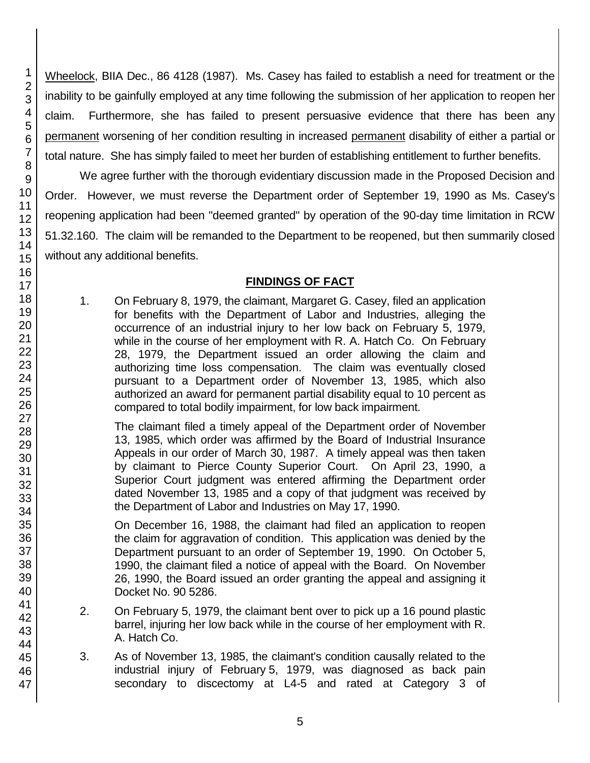Wheelock, BIIA Dec., 86 4128 (1987). Ms. Casey has failed to establish a need for treatment or the inability to be gainfully employed at any time following the submission of her application to reopen her claim. Furthermore, she has failed to present persuasive evidence that there has been any permanent worsening of her condition resulting in increased permanent disability of either a partial or total nature. She has simply failed to meet her burden of establishing entitlement to further benefits.

We agree further with the thorough evidentiary discussion made in the Proposed Decision and Order. However, we must reverse the Department order of September 19, 1990 as Ms. Casey's reopening application had been "deemed granted" by operation of the 90-day time limitation in RCW 51.32.160. The claim will be remanded to the Department to be reopened, but then summarily closed without any additional benefits.

## FINDINGS OF FACT

1. On February 8, 1979, the claimant, Margaret G. Casey, filed an application for benefits with the Department of Labor and Industries, alleging the occurrence of an industrial injury to her low back on February 5, 1979, while in the course of her employment with R. A. Hatch Co. On February 28, 1979, the Department issued an order allowing the claim and authorizing time loss compensation. The claim was eventually closed pursuant to a Department order of November 13, 1985, which also authorized an award for permanent partial disability equal to 10 percent as compared to total bodily impairment, for low back impairment.

   The claimant filed a timely appeal of the Department order of November 13, 1985, which order was affirmed by the Board of Industrial Insurance Appeals in our order of March 30, 1987. A timely appeal was then taken by claimant to Pierce County Superior Court. On April 23, 1990, a Superior Court judgment was entered affirming the Department order dated November 13, 1985 and a copy of that judgment was received by the Department of Labor and Industries on May 17, 1990.

   On December 16, 1988, the claimant had filed an application to reopen the claim for aggravation of condition. This application was denied by the Department pursuant to an order of September 19, 1990. On October 5, 1990, the claimant filed a notice of appeal with the Board. On November 26, 1990, the Board issued an order granting the appeal and assigning it Docket No. 90 5286.

2. On February 5, 1979, the claimant bent over to pick up a 16 pound plastic barrel, injuring her low back while in the course of her employment with R. A. Hatch Co.

3. As of November 13, 1985, the claimant's condition causally related to the industrial injury of February 5, 1979, was diagnosed as back pain secondary to discectomy at L4-5 and rated at Category 3 of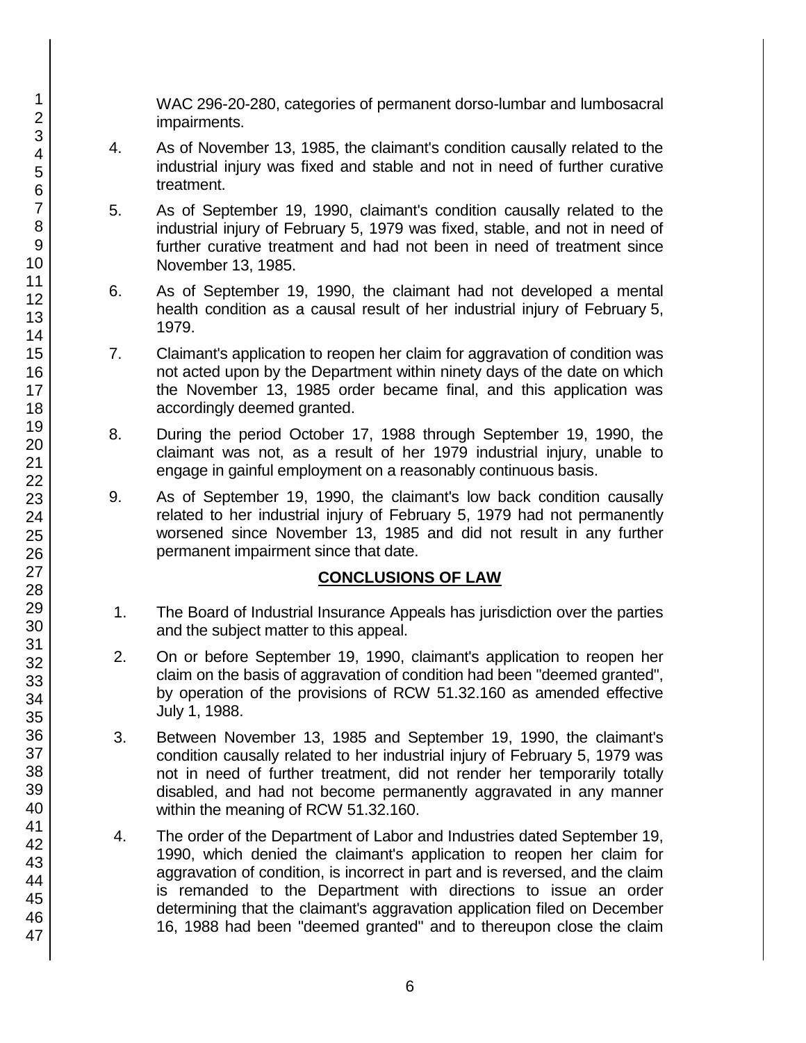WAC 296-20-280, categories of permanent dorso-lumbar and lumbosacral impairments.

4. As of November 13, 1985, the claimant's condition causally related to the industrial injury was fixed and stable and not in need of further curative treatment.

5. As of September 19, 1990, claimant's condition causally related to the industrial injury of February 5, 1979 was fixed, stable, and not in need of further curative treatment and had not been in need of treatment since November 13, 1985.

6. As of September 19, 1990, the claimant had not developed a mental health condition as a causal result of her industrial injury of February 5, 1979.

7. Claimant's application to reopen her claim for aggravation of condition was not acted upon by the Department within ninety days of the date on which the November 13, 1985 order became final, and this application was accordingly deemed granted.

8. During the period October 17, 1988 through September 19, 1990, the claimant was not, as a result of her 1979 industrial injury, unable to engage in gainful employment on a reasonably continuous basis.

9. As of September 19, 1990, the claimant's low back condition causally related to her industrial injury of February 5, 1979 had not permanently worsened since November 13, 1985 and did not result in any further permanent impairment since that date.

## CONCLUSIONS OF LAW

1. The Board of Industrial Insurance Appeals has jurisdiction over the parties and the subject matter to this appeal.

2. On or before September 19, 1990, claimant's application to reopen her claim on the basis of aggravation of condition had been "deemed granted", by operation of the provisions of RCW 51.32.160 as amended effective July 1, 1988.

3. Between November 13, 1985 and September 19, 1990, the claimant's condition causally related to her industrial injury of February 5, 1979 was not in need of further treatment, did not render her temporarily totally disabled, and had not become permanently aggravated in any manner within the meaning of RCW 51.32.160.

4. The order of the Department of Labor and Industries dated September 19, 1990, which denied the claimant's application to reopen her claim for aggravation of condition, is incorrect in part and is reversed, and the claim is remanded to the Department with directions to issue an order determining that the claimant's aggravation application filed on December 16, 1988 had been "deemed granted" and to thereupon close the claim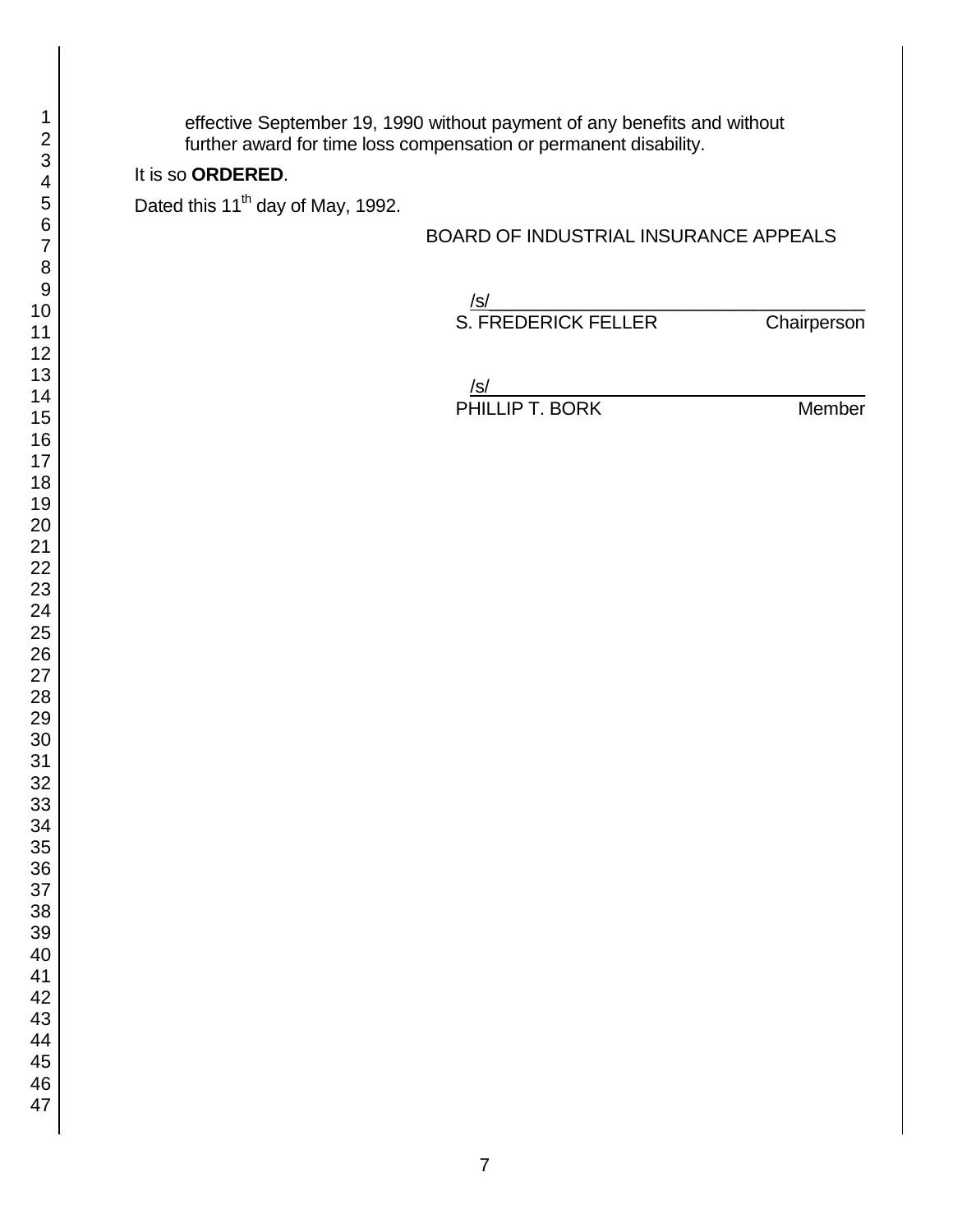effective September 19, 1990 without payment of any benefits and without further award for time loss compensation or permanent disability.

It is so **ORDERED**.

Dated this 11th day of May, 1992.

BOARD OF INDUSTRIAL INSURANCE APPEALS

/s/
S. FREDERICK FELLER Chairperson

/s/
PHILLIP T. BORK Member